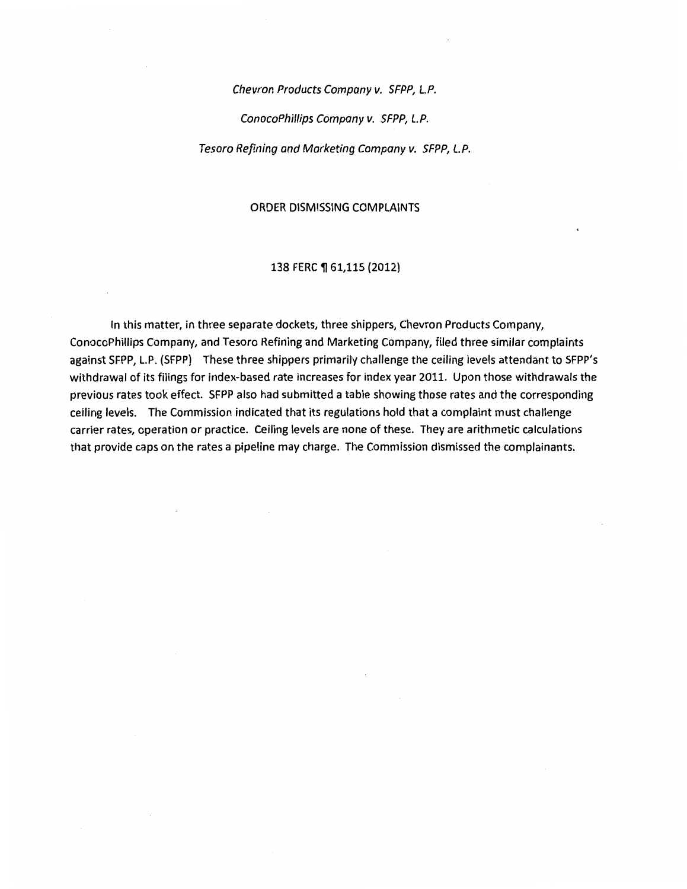*Chevron Products Company v. SFPP, L.P.*

*ConocoPhillips Company v. SFPP, L.P.*

*Tesoro Refining and Marketing Company v. SFPP, L.P.*

ORDER DISMISSING COMPLAINTS

138 FERC ¶ 61,115 (2012)

In this matter, in three separate dockets, three shippers, Chevron Products Company, ConocoPhillips Company, and Tesoro Refining and Marketing Company, filed three similar complaints against SFPP, L.P. (SFPP) These three shippers primarily challenge the ceiling levels attendant to SFPP's withdrawal of its filings for index-based rate increases for index year 2011. Upon those withdrawals the previous rates took effect. SFPP also had submitted a table showing those rates and the corresponding ceiling levels. The Commission indicated that its regulations hold that a complaint must challenge carrier rates, operation or practice. Ceiling levels are none of these. They are arithmetic calculations that provide caps on the rates a pipeline may charge. The Commission dismissed the complainants.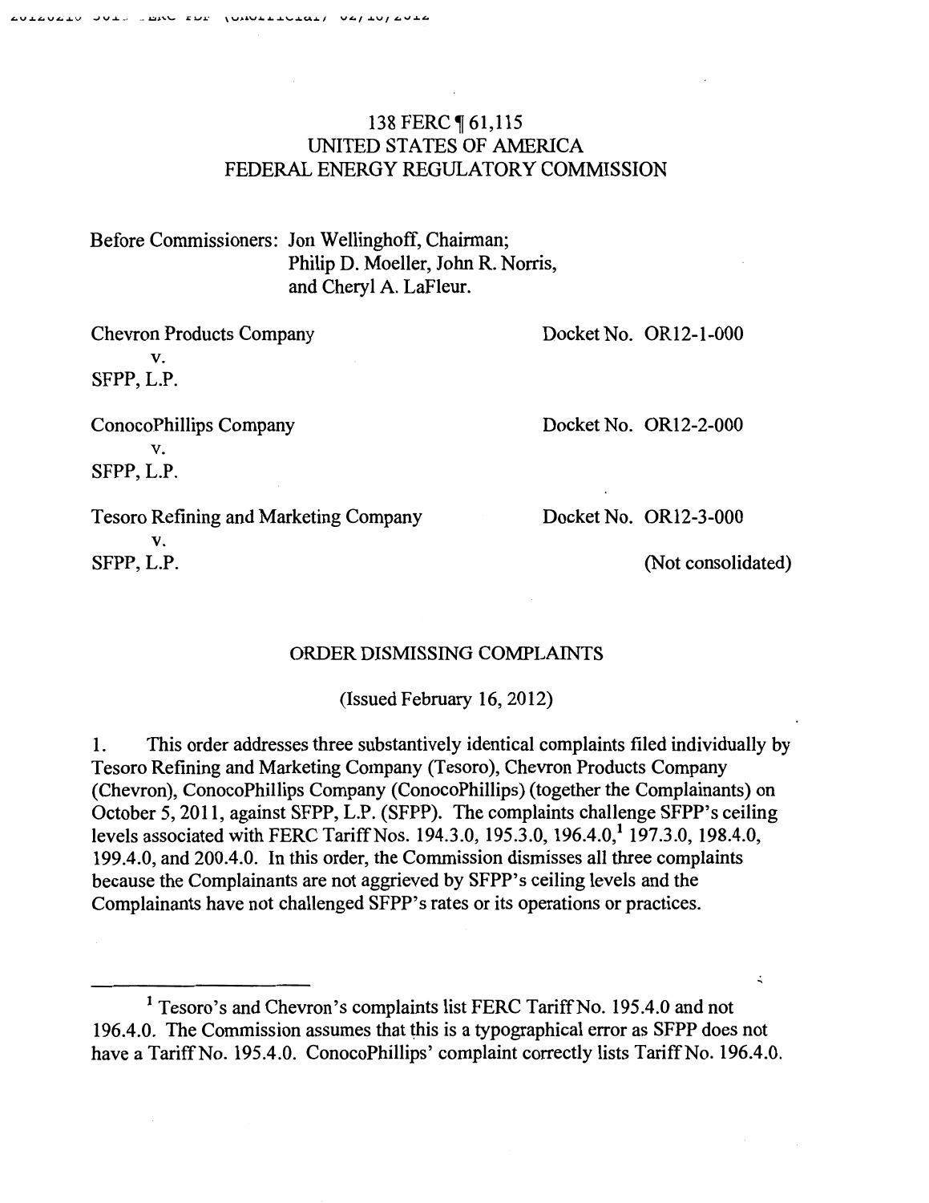138 FERC ¶ 61,115
UNITED STATES OF AMERICA
FEDERAL ENERGY REGULATORY COMMISSION

Before Commissioners: Jon Wellinghoff, Chairman;
Philip D. Moeller, John R. Norris,
and Cheryl A. LaFleur.

| | |
|---|---|
| Chevron Products Company<br>v.<br>SFPP, L.P. | Docket No. OR12-1-000 |
| ConocoPhillips Company<br>v.<br>SFPP, L.P. | Docket No. OR12-2-000 |
| Tesoro Refining and Marketing Company<br>v.<br>SFPP, L.P. | Docket No. OR12-3-000<br><br>(Not consolidated) |

ORDER DISMISSING COMPLAINTS

(Issued February 16, 2012)

1. This order addresses three substantively identical complaints filed individually by Tesoro Refining and Marketing Company (Tesoro), Chevron Products Company (Chevron), ConocoPhillips Company (ConocoPhillips) (together the Complainants) on October 5, 2011, against SFPP, L.P. (SFPP). The complaints challenge SFPP's ceiling levels associated with FERC Tariff Nos. 194.3.0, 195.3.0, 196.4.0,[1] 197.3.0, 198.4.0, 199.4.0, and 200.4.0. In this order, the Commission dismisses all three complaints because the Complainants are not aggrieved by SFPP's ceiling levels and the Complainants have not challenged SFPP's rates or its operations or practices.

[1] Tesoro's and Chevron's complaints list FERC Tariff No. 195.4.0 and not 196.4.0. The Commission assumes that this is a typographical error as SFPP does not have a Tariff No. 195.4.0. ConocoPhillips' complaint correctly lists Tariff No. 196.4.0.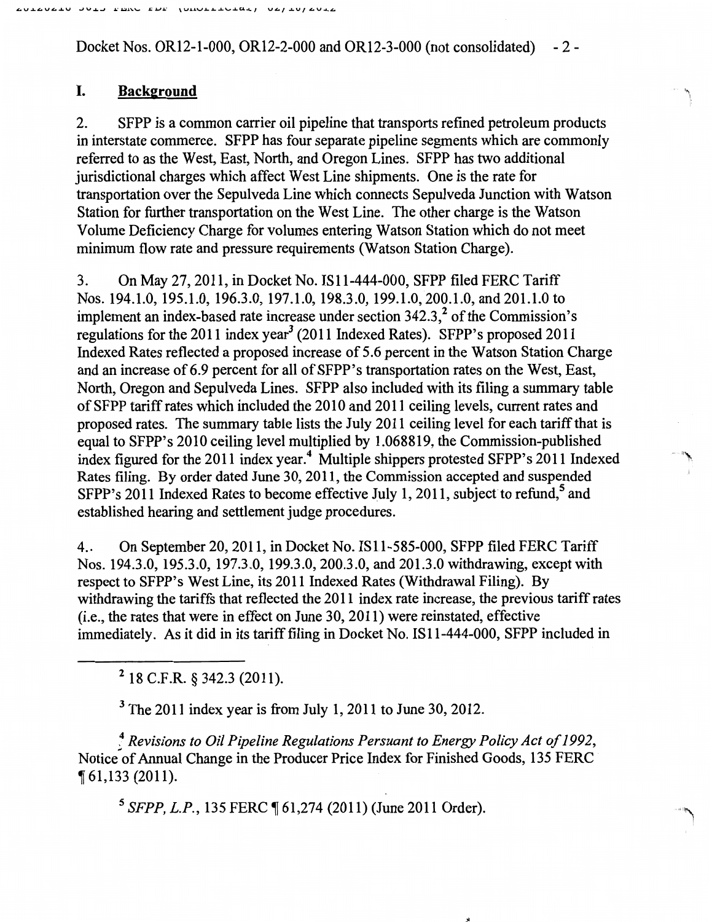Docket Nos. OR12-1-000, OR12-2-000 and OR12-3-000 (not consolidated)

## I. Background

2. SFPP is a common carrier oil pipeline that transports refined petroleum products in interstate commerce. SFPP has four separate pipeline segments which are commonly referred to as the West, East, North, and Oregon Lines. SFPP has two additional jurisdictional charges which affect West Line shipments. One is the rate for transportation over the Sepulveda Line which connects Sepulveda Junction with Watson Station for further transportation on the West Line. The other charge is the Watson Volume Deficiency Charge for volumes entering Watson Station which do not meet minimum flow rate and pressure requirements (Watson Station Charge).

3. On May 27, 2011, in Docket No. IS11-444-000, SFPP filed FERC Tariff Nos. 194.1.0, 195.1.0, 196.3.0, 197.1.0, 198.3.0, 199.1.0, 200.1.0, and 201.1.0 to implement an index-based rate increase under section 342.3,[2] of the Commission's regulations for the 2011 index year[3] (2011 Indexed Rates). SFPP's proposed 2011 Indexed Rates reflected a proposed increase of 5.6 percent in the Watson Station Charge and an increase of 6.9 percent for all of SFPP's transportation rates on the West, East, North, Oregon and Sepulveda Lines. SFPP also included with its filing a summary table of SFPP tariff rates which included the 2010 and 2011 ceiling levels, current rates and proposed rates. The summary table lists the July 2011 ceiling level for each tariff that is equal to SFPP's 2010 ceiling level multiplied by 1.068819, the Commission-published index figured for the 2011 index year.[4] Multiple shippers protested SFPP's 2011 Indexed Rates filing. By order dated June 30, 2011, the Commission accepted and suspended SFPP's 2011 Indexed Rates to become effective July 1, 2011, subject to refund,[5] and established hearing and settlement judge procedures.

4. On September 20, 2011, in Docket No. IS11-585-000, SFPP filed FERC Tariff Nos. 194.3.0, 195.3.0, 197.3.0, 199.3.0, 200.3.0, and 201.3.0 withdrawing, except with respect to SFPP's West Line, its 2011 Indexed Rates (Withdrawal Filing). By withdrawing the tariffs that reflected the 2011 index rate increase, the previous tariff rates (i.e., the rates that were in effect on June 30, 2011) were reinstated, effective immediately. As it did in its tariff filing in Docket No. IS11-444-000, SFPP included in

---

[2] 18 C.F.R. § 342.3 (2011).

[3] The 2011 index year is from July 1, 2011 to June 30, 2012.

[4] *Revisions to Oil Pipeline Regulations Persuant to Energy Policy Act of 1992*, Notice of Annual Change in the Producer Price Index for Finished Goods, 135 FERC ¶ 61,133 (2011).

[5] *SFPP, L.P.*, 135 FERC ¶ 61,274 (2011) (June 2011 Order).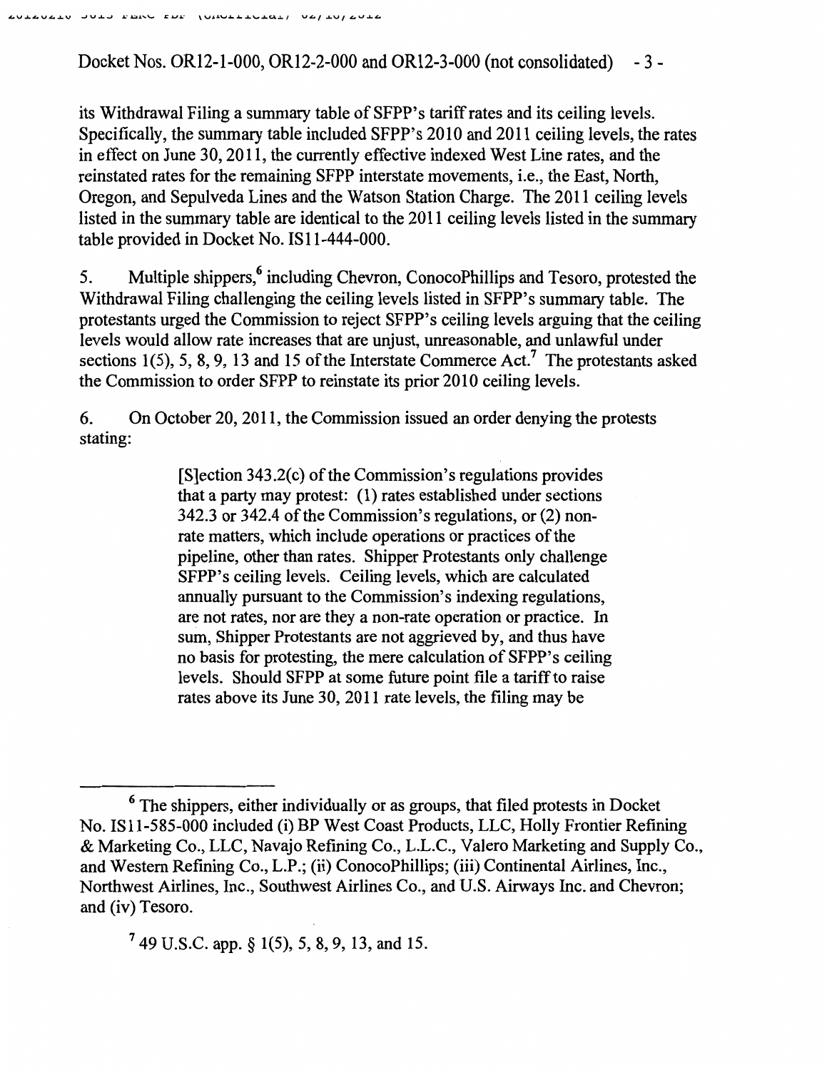its Withdrawal Filing a summary table of SFPP's tariff rates and its ceiling levels. Specifically, the summary table included SFPP's 2010 and 2011 ceiling levels, the rates in effect on June 30, 2011, the currently effective indexed West Line rates, and the reinstated rates for the remaining SFPP interstate movements, i.e., the East, North, Oregon, and Sepulveda Lines and the Watson Station Charge. The 2011 ceiling levels listed in the summary table are identical to the 2011 ceiling levels listed in the summary table provided in Docket No. IS11-444-000.

5. Multiple shippers,[6] including Chevron, ConocoPhillips and Tesoro, protested the Withdrawal Filing challenging the ceiling levels listed in SFPP's summary table. The protestants urged the Commission to reject SFPP's ceiling levels arguing that the ceiling levels would allow rate increases that are unjust, unreasonable, and unlawful under sections 1(5), 5, 8, 9, 13 and 15 of the Interstate Commerce Act.[7] The protestants asked the Commission to order SFPP to reinstate its prior 2010 ceiling levels.

6. On October 20, 2011, the Commission issued an order denying the protests stating:

> [S]ection 343.2(c) of the Commission's regulations provides that a party may protest: (1) rates established under sections 342.3 or 342.4 of the Commission's regulations, or (2) non-rate matters, which include operations or practices of the pipeline, other than rates. Shipper Protestants only challenge SFPP's ceiling levels. Ceiling levels, which are calculated annually pursuant to the Commission's indexing regulations, are not rates, nor are they a non-rate operation or practice. In sum, Shipper Protestants are not aggrieved by, and thus have no basis for protesting, the mere calculation of SFPP's ceiling levels. Should SFPP at some future point file a tariff to raise rates above its June 30, 2011 rate levels, the filing may be

---

[6] The shippers, either individually or as groups, that filed protests in Docket No. IS11-585-000 included (i) BP West Coast Products, LLC, Holly Frontier Refining & Marketing Co., LLC, Navajo Refining Co., L.L.C., Valero Marketing and Supply Co., and Western Refining Co., L.P.; (ii) ConocoPhillips; (iii) Continental Airlines, Inc., Northwest Airlines, Inc., Southwest Airlines Co., and U.S. Airways Inc. and Chevron; and (iv) Tesoro.

[7] 49 U.S.C. app. § 1(5), 5, 8, 9, 13, and 15.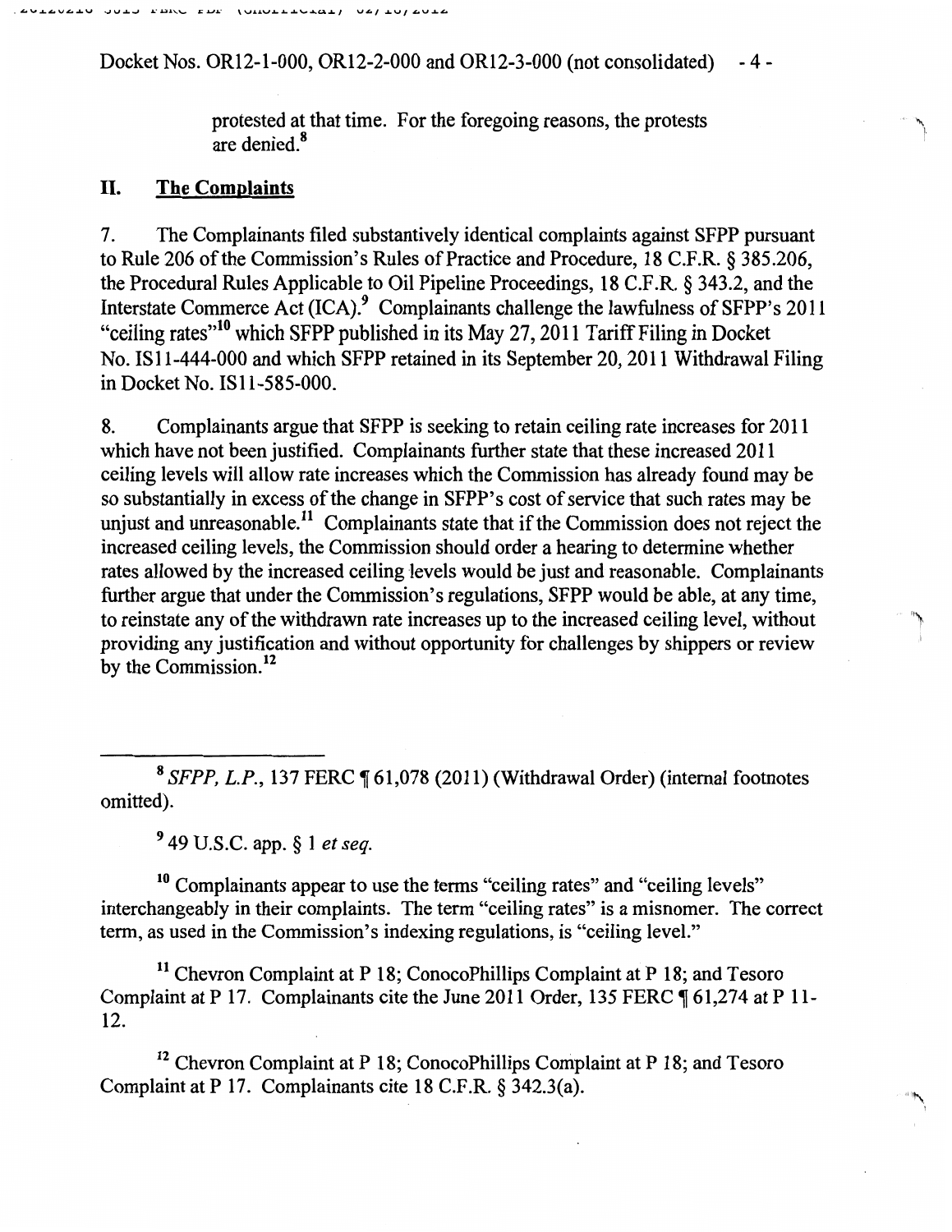protested at that time. For the foregoing reasons, the protests are denied.[8]

## II. The Complaints

7. The Complainants filed substantively identical complaints against SFPP pursuant to Rule 206 of the Commission's Rules of Practice and Procedure, 18 C.F.R. § 385.206, the Procedural Rules Applicable to Oil Pipeline Proceedings, 18 C.F.R. § 343.2, and the Interstate Commerce Act (ICA).[9] Complainants challenge the lawfulness of SFPP's 2011 "ceiling rates"[10] which SFPP published in its May 27, 2011 Tariff Filing in Docket No. IS11-444-000 and which SFPP retained in its September 20, 2011 Withdrawal Filing in Docket No. IS11-585-000.

8. Complainants argue that SFPP is seeking to retain ceiling rate increases for 2011 which have not been justified. Complainants further state that these increased 2011 ceiling levels will allow rate increases which the Commission has already found may be so substantially in excess of the change in SFPP's cost of service that such rates may be unjust and unreasonable.[11] Complainants state that if the Commission does not reject the increased ceiling levels, the Commission should order a hearing to determine whether rates allowed by the increased ceiling levels would be just and reasonable. Complainants further argue that under the Commission's regulations, SFPP would be able, at any time, to reinstate any of the withdrawn rate increases up to the increased ceiling level, without providing any justification and without opportunity for challenges by shippers or review by the Commission.[12]

---

[8] *SFPP, L.P.*, 137 FERC ¶ 61,078 (2011) (Withdrawal Order) (internal footnotes omitted).

[9] 49 U.S.C. app. § 1 *et seq.*

[10] Complainants appear to use the terms "ceiling rates" and "ceiling levels" interchangeably in their complaints. The term "ceiling rates" is a misnomer. The correct term, as used in the Commission's indexing regulations, is "ceiling level."

[11] Chevron Complaint at P 18; ConocoPhillips Complaint at P 18; and Tesoro Complaint at P 17. Complainants cite the June 2011 Order, 135 FERC ¶ 61,274 at P 11-12.

[12] Chevron Complaint at P 18; ConocoPhillips Complaint at P 18; and Tesoro Complaint at P 17. Complainants cite 18 C.F.R. § 342.3(a).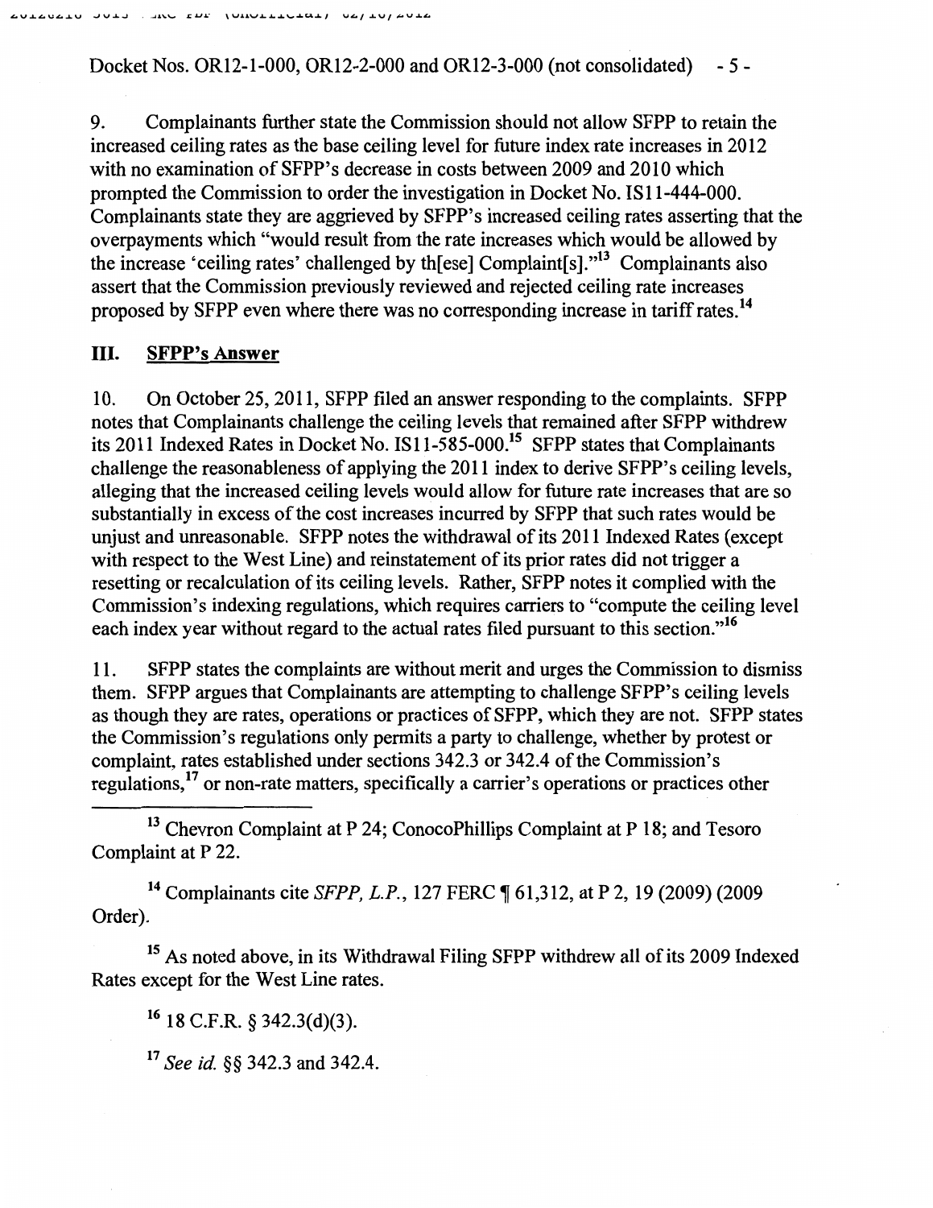Docket Nos. OR12-1-000, OR12-2-000 and OR12-3-000 (not consolidated)

9. Complainants further state the Commission should not allow SFPP to retain the increased ceiling rates as the base ceiling level for future index rate increases in 2012 with no examination of SFPP's decrease in costs between 2009 and 2010 which prompted the Commission to order the investigation in Docket No. IS11-444-000. Complainants state they are aggrieved by SFPP's increased ceiling rates asserting that the overpayments which "would result from the rate increases which would be allowed by the increase 'ceiling rates' challenged by th[ese] Complaint[s]."[13] Complainants also assert that the Commission previously reviewed and rejected ceiling rate increases proposed by SFPP even where there was no corresponding increase in tariff rates.[14]

## III. SFPP's Answer

10. On October 25, 2011, SFPP filed an answer responding to the complaints. SFPP notes that Complainants challenge the ceiling levels that remained after SFPP withdrew its 2011 Indexed Rates in Docket No. IS11-585-000.[15] SFPP states that Complainants challenge the reasonableness of applying the 2011 index to derive SFPP's ceiling levels, alleging that the increased ceiling levels would allow for future rate increases that are so substantially in excess of the cost increases incurred by SFPP that such rates would be unjust and unreasonable. SFPP notes the withdrawal of its 2011 Indexed Rates (except with respect to the West Line) and reinstatement of its prior rates did not trigger a resetting or recalculation of its ceiling levels. Rather, SFPP notes it complied with the Commission's indexing regulations, which requires carriers to "compute the ceiling level each index year without regard to the actual rates filed pursuant to this section."[16]

11. SFPP states the complaints are without merit and urges the Commission to dismiss them. SFPP argues that Complainants are attempting to challenge SFPP's ceiling levels as though they are rates, operations or practices of SFPP, which they are not. SFPP states the Commission's regulations only permits a party to challenge, whether by protest or complaint, rates established under sections 342.3 or 342.4 of the Commission's regulations,[17] or non-rate matters, specifically a carrier's operations or practices other

---

[13] Chevron Complaint at P 24; ConocoPhillips Complaint at P 18; and Tesoro Complaint at P 22.

[14] Complainants cite *SFPP, L.P.*, 127 FERC ¶ 61,312, at P 2, 19 (2009) (2009 Order).

[15] As noted above, in its Withdrawal Filing SFPP withdrew all of its 2009 Indexed Rates except for the West Line rates.

[16] 18 C.F.R. § 342.3(d)(3).

[17] *See id.* §§ 342.3 and 342.4.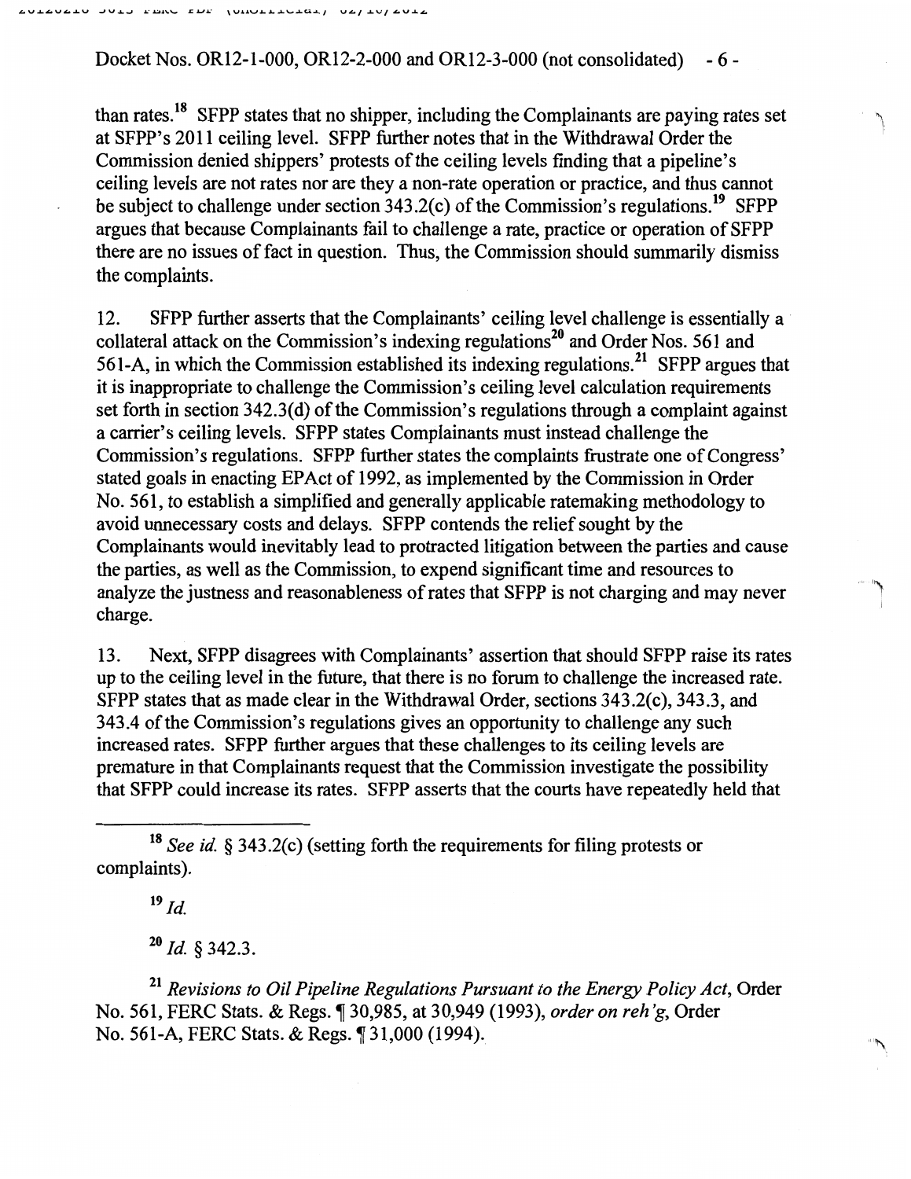than rates.[18] SFPP states that no shipper, including the Complainants are paying rates set at SFPP's 2011 ceiling level. SFPP further notes that in the Withdrawal Order the Commission denied shippers' protests of the ceiling levels finding that a pipeline's ceiling levels are not rates nor are they a non-rate operation or practice, and thus cannot be subject to challenge under section 343.2(c) of the Commission's regulations.[19] SFPP argues that because Complainants fail to challenge a rate, practice or operation of SFPP there are no issues of fact in question. Thus, the Commission should summarily dismiss the complaints.

12. SFPP further asserts that the Complainants' ceiling level challenge is essentially a collateral attack on the Commission's indexing regulations[20] and Order Nos. 561 and 561-A, in which the Commission established its indexing regulations.[21] SFPP argues that it is inappropriate to challenge the Commission's ceiling level calculation requirements set forth in section 342.3(d) of the Commission's regulations through a complaint against a carrier's ceiling levels. SFPP states Complainants must instead challenge the Commission's regulations. SFPP further states the complaints frustrate one of Congress' stated goals in enacting EPAct of 1992, as implemented by the Commission in Order No. 561, to establish a simplified and generally applicable ratemaking methodology to avoid unnecessary costs and delays. SFPP contends the relief sought by the Complainants would inevitably lead to protracted litigation between the parties and cause the parties, as well as the Commission, to expend significant time and resources to analyze the justness and reasonableness of rates that SFPP is not charging and may never charge.

13. Next, SFPP disagrees with Complainants' assertion that should SFPP raise its rates up to the ceiling level in the future, that there is no forum to challenge the increased rate. SFPP states that as made clear in the Withdrawal Order, sections 343.2(c), 343.3, and 343.4 of the Commission's regulations gives an opportunity to challenge any such increased rates. SFPP further argues that these challenges to its ceiling levels are premature in that Complainants request that the Commission investigate the possibility that SFPP could increase its rates. SFPP asserts that the courts have repeatedly held that

---

[18] *See id.* § 343.2(c) (setting forth the requirements for filing protests or complaints).

[19] *Id.*

[20] *Id.* § 342.3.

[21] *Revisions to Oil Pipeline Regulations Pursuant to the Energy Policy Act*, Order No. 561, FERC Stats. & Regs. ¶ 30,985, at 30,949 (1993), *order on reh'g*, Order No. 561-A, FERC Stats. & Regs. ¶ 31,000 (1994).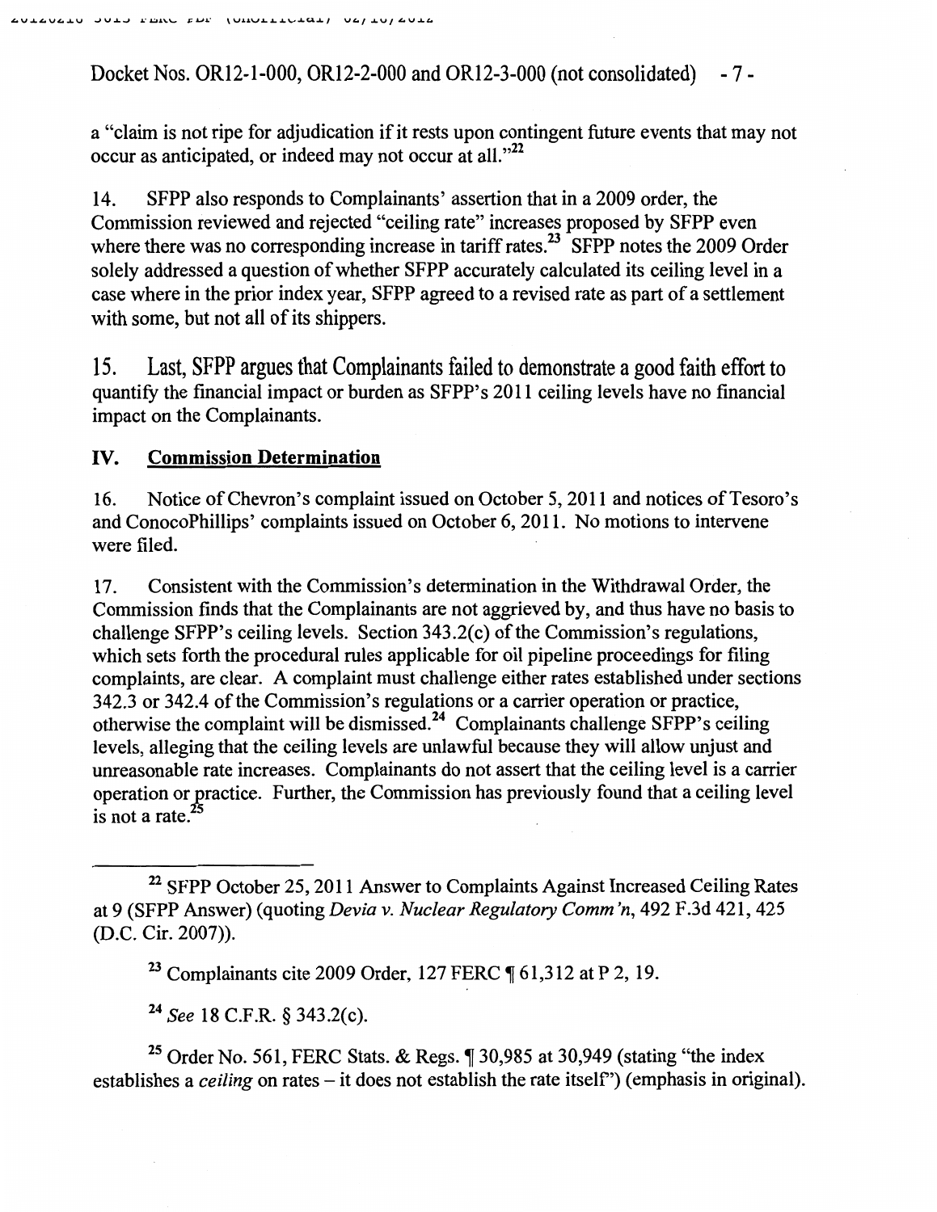a "claim is not ripe for adjudication if it rests upon contingent future events that may not occur as anticipated, or indeed may not occur at all."[22]

14. SFPP also responds to Complainants' assertion that in a 2009 order, the Commission reviewed and rejected "ceiling rate" increases proposed by SFPP even where there was no corresponding increase in tariff rates.[23] SFPP notes the 2009 Order solely addressed a question of whether SFPP accurately calculated its ceiling level in a case where in the prior index year, SFPP agreed to a revised rate as part of a settlement with some, but not all of its shippers.

15. Last, SFPP argues that Complainants failed to demonstrate a good faith effort to quantify the financial impact or burden as SFPP's 2011 ceiling levels have no financial impact on the Complainants.

## IV. Commission Determination

16. Notice of Chevron's complaint issued on October 5, 2011 and notices of Tesoro's and ConocoPhillips' complaints issued on October 6, 2011. No motions to intervene were filed.

17. Consistent with the Commission's determination in the Withdrawal Order, the Commission finds that the Complainants are not aggrieved by, and thus have no basis to challenge SFPP's ceiling levels. Section 343.2(c) of the Commission's regulations, which sets forth the procedural rules applicable for oil pipeline proceedings for filing complaints, are clear. A complaint must challenge either rates established under sections 342.3 or 342.4 of the Commission's regulations or a carrier operation or practice, otherwise the complaint will be dismissed.[24] Complainants challenge SFPP's ceiling levels, alleging that the ceiling levels are unlawful because they will allow unjust and unreasonable rate increases. Complainants do not assert that the ceiling level is a carrier operation or practice. Further, the Commission has previously found that a ceiling level is not a rate.[25]

---

[22] SFPP October 25, 2011 Answer to Complaints Against Increased Ceiling Rates at 9 (SFPP Answer) (quoting *Devia v. Nuclear Regulatory Comm'n*, 492 F.3d 421, 425 (D.C. Cir. 2007)).

[23] Complainants cite 2009 Order, 127 FERC ¶ 61,312 at P 2, 19.

[24] *See* 18 C.F.R. § 343.2(c).

[25] Order No. 561, FERC Stats. & Regs. ¶ 30,985 at 30,949 (stating "the index establishes a *ceiling* on rates – it does not establish the rate itself") (emphasis in original).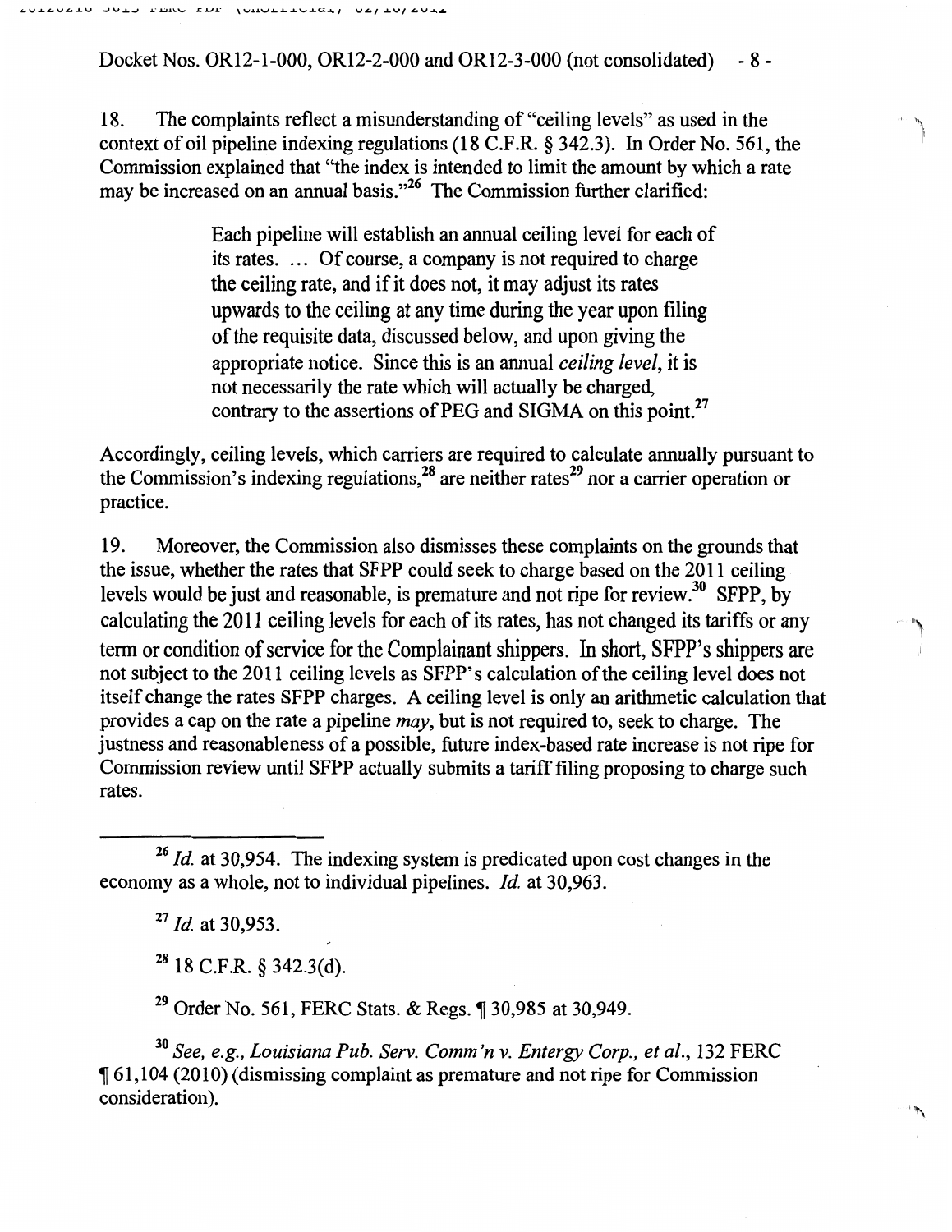18. The complaints reflect a misunderstanding of "ceiling levels" as used in the context of oil pipeline indexing regulations (18 C.F.R. § 342.3). In Order No. 561, the Commission explained that "the index is intended to limit the amount by which a rate may be increased on an annual basis."[26] The Commission further clarified:

> Each pipeline will establish an annual ceiling level for each of its rates. ... Of course, a company is not required to charge the ceiling rate, and if it does not, it may adjust its rates upwards to the ceiling at any time during the year upon filing of the requisite data, discussed below, and upon giving the appropriate notice. Since this is an annual *ceiling level*, it is not necessarily the rate which will actually be charged, contrary to the assertions of PEG and SIGMA on this point.[27]

Accordingly, ceiling levels, which carriers are required to calculate annually pursuant to the Commission's indexing regulations,[28] are neither rates[29] nor a carrier operation or practice.

19. Moreover, the Commission also dismisses these complaints on the grounds that the issue, whether the rates that SFPP could seek to charge based on the 2011 ceiling levels would be just and reasonable, is premature and not ripe for review.[30] SFPP, by calculating the 2011 ceiling levels for each of its rates, has not changed its tariffs or any term or condition of service for the Complainant shippers. In short, SFPP's shippers are not subject to the 2011 ceiling levels as SFPP's calculation of the ceiling level does not itself change the rates SFPP charges. A ceiling level is only an arithmetic calculation that provides a cap on the rate a pipeline *may*, but is not required to, seek to charge. The justness and reasonableness of a possible, future index-based rate increase is not ripe for Commission review until SFPP actually submits a tariff filing proposing to charge such rates.

---

[26] *Id.* at 30,954. The indexing system is predicated upon cost changes in the economy as a whole, not to individual pipelines. *Id.* at 30,963.

[27] *Id.* at 30,953.

[28] 18 C.F.R. § 342.3(d).

[29] Order No. 561, FERC Stats. & Regs. ¶ 30,985 at 30,949.

[30] *See, e.g., Louisiana Pub. Serv. Comm'n v. Entergy Corp., et al.*, 132 FERC ¶ 61,104 (2010) (dismissing complaint as premature and not ripe for Commission consideration).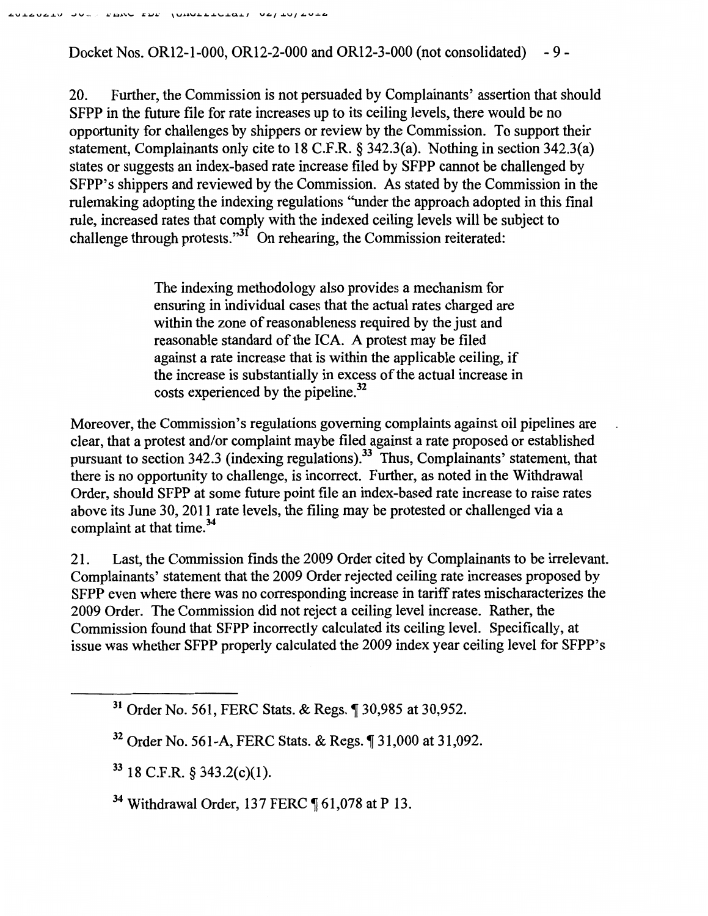20. Further, the Commission is not persuaded by Complainants' assertion that should SFPP in the future file for rate increases up to its ceiling levels, there would be no opportunity for challenges by shippers or review by the Commission. To support their statement, Complainants only cite to 18 C.F.R. § 342.3(a). Nothing in section 342.3(a) states or suggests an index-based rate increase filed by SFPP cannot be challenged by SFPP's shippers and reviewed by the Commission. As stated by the Commission in the rulemaking adopting the indexing regulations "under the approach adopted in this final rule, increased rates that comply with the indexed ceiling levels will be subject to challenge through protests."[31] On rehearing, the Commission reiterated:

> The indexing methodology also provides a mechanism for ensuring in individual cases that the actual rates charged are within the zone of reasonableness required by the just and reasonable standard of the ICA. A protest may be filed against a rate increase that is within the applicable ceiling, if the increase is substantially in excess of the actual increase in costs experienced by the pipeline.[32]

Moreover, the Commission's regulations governing complaints against oil pipelines are clear, that a protest and/or complaint maybe filed against a rate proposed or established pursuant to section 342.3 (indexing regulations).[33] Thus, Complainants' statement, that there is no opportunity to challenge, is incorrect. Further, as noted in the Withdrawal Order, should SFPP at some future point file an index-based rate increase to raise rates above its June 30, 2011 rate levels, the filing may be protested or challenged via a complaint at that time.[34]

21. Last, the Commission finds the 2009 Order cited by Complainants to be irrelevant. Complainants' statement that the 2009 Order rejected ceiling rate increases proposed by SFPP even where there was no corresponding increase in tariff rates mischaracterizes the 2009 Order. The Commission did not reject a ceiling level increase. Rather, the Commission found that SFPP incorrectly calculated its ceiling level. Specifically, at issue was whether SFPP properly calculated the 2009 index year ceiling level for SFPP's

---

[31] Order No. 561, FERC Stats. & Regs. ¶ 30,985 at 30,952.

[32] Order No. 561-A, FERC Stats. & Regs. ¶ 31,000 at 31,092.

[33] 18 C.F.R. § 343.2(c)(1).

[34] Withdrawal Order, 137 FERC ¶ 61,078 at P 13.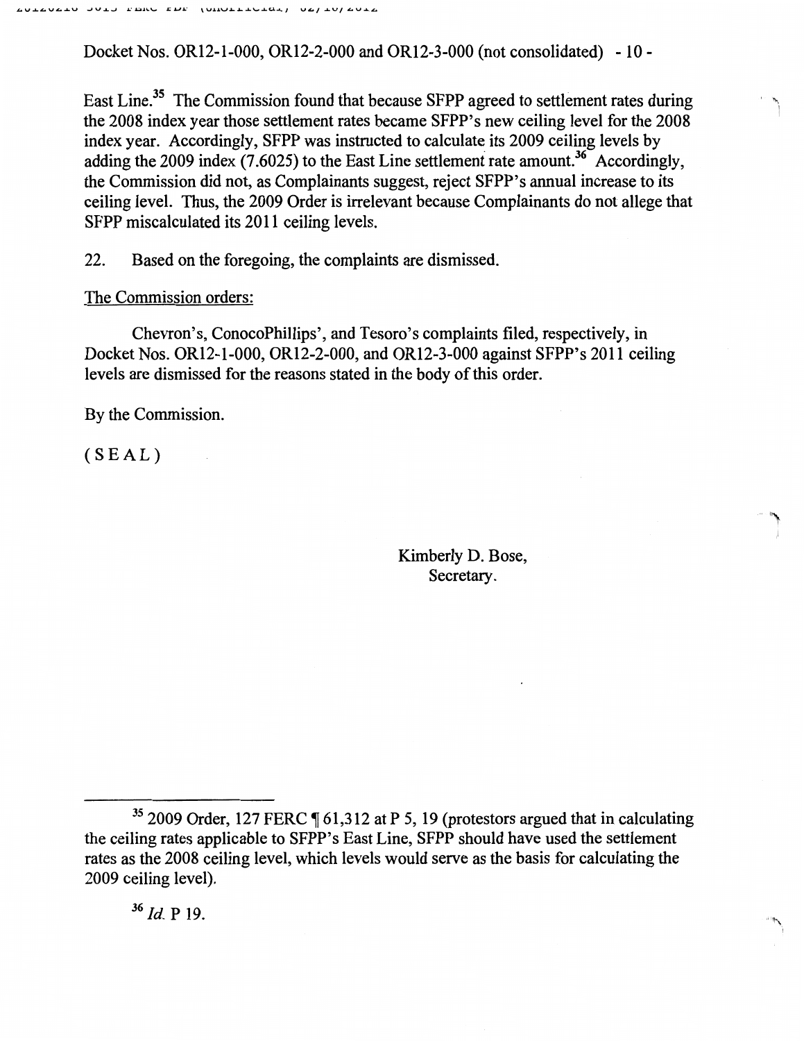East Line.[35] The Commission found that because SFPP agreed to settlement rates during the 2008 index year those settlement rates became SFPP's new ceiling level for the 2008 index year. Accordingly, SFPP was instructed to calculate its 2009 ceiling levels by adding the 2009 index (7.6025) to the East Line settlement rate amount.[36] Accordingly, the Commission did not, as Complainants suggest, reject SFPP's annual increase to its ceiling level. Thus, the 2009 Order is irrelevant because Complainants do not allege that SFPP miscalculated its 2011 ceiling levels.

22. Based on the foregoing, the complaints are dismissed.

The Commission orders:

Chevron's, ConocoPhillips', and Tesoro's complaints filed, respectively, in Docket Nos. OR12-1-000, OR12-2-000, and OR12-3-000 against SFPP's 2011 ceiling levels are dismissed for the reasons stated in the body of this order.

By the Commission.

( S E A L )

Kimberly D. Bose,
Secretary.

---

[35] 2009 Order, 127 FERC ¶ 61,312 at P 5, 19 (protestors argued that in calculating the ceiling rates applicable to SFPP's East Line, SFPP should have used the settlement rates as the 2008 ceiling level, which levels would serve as the basis for calculating the 2009 ceiling level).

[36] *Id.* P 19.